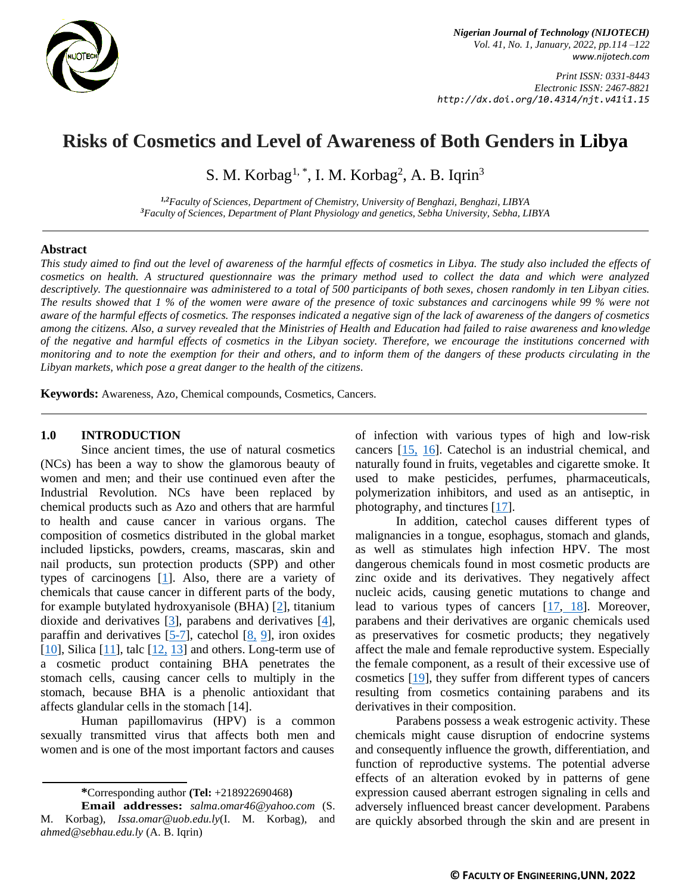# Risks of Cosmetics and Level of Awareness of Both Genders in Libya

S. M. Korbag[1,*], I. M. Korbag[2], A. B. Iqrin[3]

[1,2]*Faculty of Sciences, Department of Chemistry, University of Benghazi, Benghazi, LIBYA*
[3]*Faculty of Sciences, Department of Plant Physiology and genetics, Sebha University, Sebha, LIBYA*

## Abstract

*This study aimed to find out the level of awareness of the harmful effects of cosmetics in Libya. The study also included the effects of cosmetics on health. A structured questionnaire was the primary method used to collect the data and which were analyzed descriptively. The questionnaire was administered to a total of 500 participants of both sexes, chosen randomly in ten Libyan cities. The results showed that 1 % of the women were aware of the presence of toxic substances and carcinogens while 99 % were not aware of the harmful effects of cosmetics. The responses indicated a negative sign of the lack of awareness of the dangers of cosmetics among the citizens. Also, a survey revealed that the Ministries of Health and Education had failed to raise awareness and knowledge of the negative and harmful effects of cosmetics in the Libyan society. Therefore, we encourage the institutions concerned with monitoring and to note the exemption for their and others, and to inform them of the dangers of these products circulating in the Libyan markets, which pose a great danger to the health of the citizens.*

**Keywords:** Awareness, Azo, Chemical compounds, Cosmetics, Cancers.

## 1.0 INTRODUCTION

Since ancient times, the use of natural cosmetics (NCs) has been a way to show the glamorous beauty of women and men; and their use continued even after the Industrial Revolution. NCs have been replaced by chemical products such as Azo and others that are harmful to health and cause cancer in various organs. The composition of cosmetics distributed in the global market included lipsticks, powders, creams, mascaras, skin and nail products, sun protection products (SPP) and other types of carcinogens [1]. Also, there are a variety of chemicals that cause cancer in different parts of the body, for example butylated hydroxyanisole (BHA) [2], titanium dioxide and derivatives [3], parabens and derivatives [4], paraffin and derivatives [5-7], catechol [8, 9], iron oxides [10], Silica [11], talc [12, 13] and others. Long-term use of a cosmetic product containing BHA penetrates the stomach cells, causing cancer cells to multiply in the stomach, because BHA is a phenolic antioxidant that affects glandular cells in the stomach [14].

Human papillomavirus (HPV) is a common sexually transmitted virus that affects both men and women and is one of the most important factors and causes of infection with various types of high and low-risk cancers [15, 16]. Catechol is an industrial chemical, and naturally found in fruits, vegetables and cigarette smoke. It used to make pesticides, perfumes, pharmaceuticals, polymerization inhibitors, and used as an antiseptic, in photography, and tinctures [17].

In addition, catechol causes different types of malignancies in a tongue, esophagus, stomach and glands, as well as stimulates high infection HPV. The most dangerous chemicals found in most cosmetic products are zinc oxide and its derivatives. They negatively affect nucleic acids, causing genetic mutations to change and lead to various types of cancers [17, 18]. Moreover, parabens and their derivatives are organic chemicals used as preservatives for cosmetic products; they negatively affect the male and female reproductive system. Especially the female component, as a result of their excessive use of cosmetics [19], they suffer from different types of cancers resulting from cosmetics containing parabens and its derivatives in their composition.

Parabens possess a weak estrogenic activity. These chemicals might cause disruption of endocrine systems and consequently influence the growth, differentiation, and function of reproductive systems. The potential adverse effects of an alteration evoked by in patterns of gene expression caused aberrant estrogen signaling in cells and adversely influenced breast cancer development. Parabens are quickly absorbed through the skin and are present in

---

**\***Corresponding author **(Tel:** +218922690468**)**

**Email addresses:** *salma.omar46@yahoo.com* (S. M. Korbag), *Issa.omar@uob.edu.ly*(I. M. Korbag), and *ahmed@sebhau.edu.ly* (A. B. Iqrin)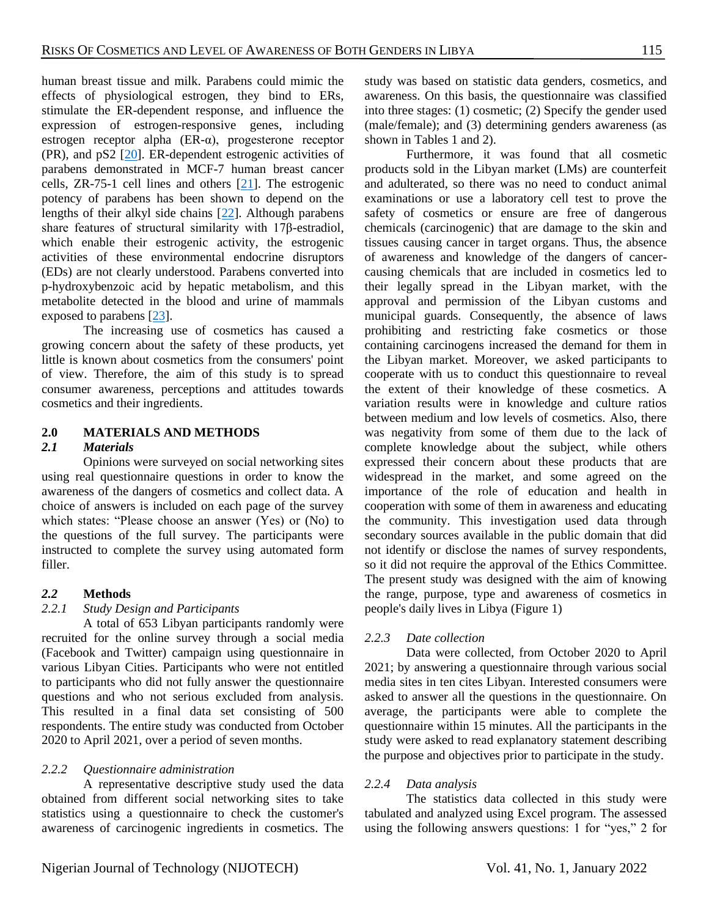human breast tissue and milk. Parabens could mimic the effects of physiological estrogen, they bind to ERs, stimulate the ER-dependent response, and influence the expression of estrogen-responsive genes, including estrogen receptor alpha (ER-α), progesterone receptor (PR), and pS2 [20]. ER-dependent estrogenic activities of parabens demonstrated in MCF-7 human breast cancer cells, ZR-75-1 cell lines and others [21]. The estrogenic potency of parabens has been shown to depend on the lengths of their alkyl side chains [22]. Although parabens share features of structural similarity with 17β-estradiol, which enable their estrogenic activity, the estrogenic activities of these environmental endocrine disruptors (EDs) are not clearly understood. Parabens converted into p-hydroxybenzoic acid by hepatic metabolism, and this metabolite detected in the blood and urine of mammals exposed to parabens [23].

The increasing use of cosmetics has caused a growing concern about the safety of these products, yet little is known about cosmetics from the consumers' point of view. Therefore, the aim of this study is to spread consumer awareness, perceptions and attitudes towards cosmetics and their ingredients.

## 2.0 MATERIALS AND METHODS

### *2.1 Materials*

Opinions were surveyed on social networking sites using real questionnaire questions in order to know the awareness of the dangers of cosmetics and collect data. A choice of answers is included on each page of the survey which states: "Please choose an answer (Yes) or (No) to the questions of the full survey. The participants were instructed to complete the survey using automated form filler.

### *2.2* Methods

#### *2.2.1 Study Design and Participants*

A total of 653 Libyan participants randomly were recruited for the online survey through a social media (Facebook and Twitter) campaign using questionnaire in various Libyan Cities. Participants who were not entitled to participants who did not fully answer the questionnaire questions and who not serious excluded from analysis. This resulted in a final data set consisting of 500 respondents. The entire study was conducted from October 2020 to April 2021, over a period of seven months.

#### *2.2.2 Questionnaire administration*

A representative descriptive study used the data obtained from different social networking sites to take statistics using a questionnaire to check the customer's awareness of carcinogenic ingredients in cosmetics. The study was based on statistic data genders, cosmetics, and awareness. On this basis, the questionnaire was classified into three stages: (1) cosmetic; (2) Specify the gender used (male/female); and (3) determining genders awareness (as shown in Tables 1 and 2).

Furthermore, it was found that all cosmetic products sold in the Libyan market (LMs) are counterfeit and adulterated, so there was no need to conduct animal examinations or use a laboratory cell test to prove the safety of cosmetics or ensure are free of dangerous chemicals (carcinogenic) that are damage to the skin and tissues causing cancer in target organs. Thus, the absence of awareness and knowledge of the dangers of cancer-causing chemicals that are included in cosmetics led to their legally spread in the Libyan market, with the approval and permission of the Libyan customs and municipal guards. Consequently, the absence of laws prohibiting and restricting fake cosmetics or those containing carcinogens increased the demand for them in the Libyan market. Moreover, we asked participants to cooperate with us to conduct this questionnaire to reveal the extent of their knowledge of these cosmetics. A variation results were in knowledge and culture ratios between medium and low levels of cosmetics. Also, there was negativity from some of them due to the lack of complete knowledge about the subject, while others expressed their concern about these products that are widespread in the market, and some agreed on the importance of the role of education and health in cooperation with some of them in awareness and educating the community. This investigation used data through secondary sources available in the public domain that did not identify or disclose the names of survey respondents, so it did not require the approval of the Ethics Committee. The present study was designed with the aim of knowing the range, purpose, type and awareness of cosmetics in people's daily lives in Libya (Figure 1)

#### *2.2.3 Date collection*

Data were collected, from October 2020 to April 2021; by answering a questionnaire through various social media sites in ten cites Libyan. Interested consumers were asked to answer all the questions in the questionnaire. On average, the participants were able to complete the questionnaire within 15 minutes. All the participants in the study were asked to read explanatory statement describing the purpose and objectives prior to participate in the study.

#### *2.2.4 Data analysis*

The statistics data collected in this study were tabulated and analyzed using Excel program. The assessed using the following answers questions: 1 for "yes," 2 for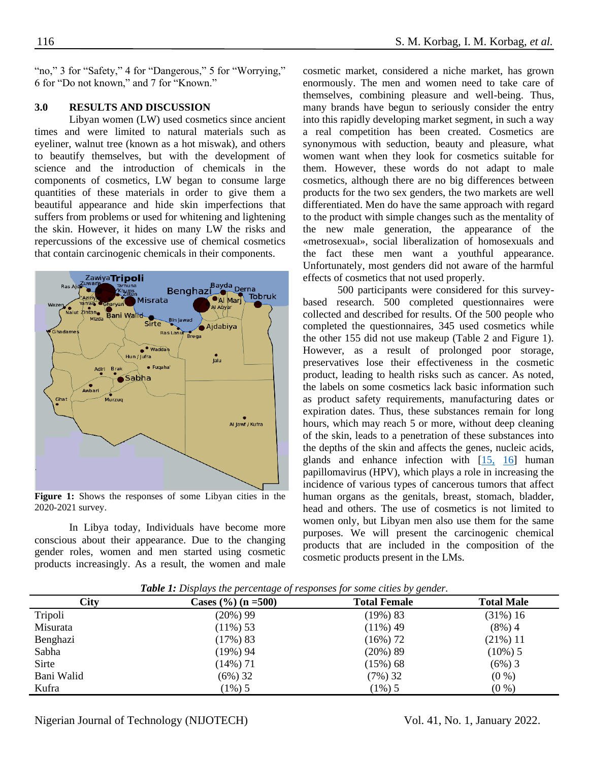"no," 3 for "Safety," 4 for "Dangerous," 5 for "Worrying," 6 for "Do not known," and 7 for "Known."

## 3.0 RESULTS AND DISCUSSION

Libyan women (LW) used cosmetics since ancient times and were limited to natural materials such as eyeliner, walnut tree (known as a hot miswak), and others to beautify themselves, but with the development of science and the introduction of chemicals in the components of cosmetics, LW began to consume large quantities of these materials in order to give them a beautiful appearance and hide skin imperfections that suffers from problems or used for whitening and lightening the skin. However, it hides on many LW the risks and repercussions of the excessive use of chemical cosmetics that contain carcinogenic chemicals in their components.

**Figure 1:** Shows the responses of some Libyan cities in the 2020-2021 survey.

In Libya today, Individuals have become more conscious about their appearance. Due to the changing gender roles, women and men started using cosmetic products increasingly. As a result, the women and male cosmetic market, considered a niche market, has grown enormously. The men and women need to take care of themselves, combining pleasure and well-being. Thus, many brands have begun to seriously consider the entry into this rapidly developing market segment, in such a way a real competition has been created. Cosmetics are synonymous with seduction, beauty and pleasure, what women want when they look for cosmetics suitable for them. However, these words do not adapt to male cosmetics, although there are no big differences between products for the two sex genders, the two markets are well differentiated. Men do have the same approach with regard to the product with simple changes such as the mentality of the new male generation, the appearance of the «metrosexual», social liberalization of homosexuals and the fact these men want a youthful appearance. Unfortunately, most genders did not aware of the harmful effects of cosmetics that not used properly.

500 participants were considered for this survey-based research. 500 completed questionnaires were collected and described for results. Of the 500 people who completed the questionnaires, 345 used cosmetics while the other 155 did not use makeup (Table 2 and Figure 1). However, as a result of prolonged poor storage, preservatives lose their effectiveness in the cosmetic product, leading to health risks such as cancer. As noted, the labels on some cosmetics lack basic information such as product safety requirements, manufacturing dates or expiration dates. Thus, these substances remain for long hours, which may reach 5 or more, without deep cleaning of the skin, leads to a penetration of these substances into the depths of the skin and affects the genes, nucleic acids, glands and enhance infection with [15, 16] human papillomavirus (HPV), which plays a role in increasing the incidence of various types of cancerous tumors that affect human organs as the genitals, breast, stomach, bladder, head and others. The use of cosmetics is not limited to women only, but Libyan men also use them for the same purposes. We will present the carcinogenic chemical products that are included in the composition of the cosmetic products present in the LMs.

***Table 1:*** *Displays the percentage of responses for some cities by gender.*

| City | Cases (%) (n =500) | Total Female | Total Male |
|---|---|---|---|
| Tripoli | (20%) 99 | (19%) 83 | (31%) 16 |
| Misurata | (11%) 53 | (11%) 49 | (8%) 4 |
| Benghazi | (17%) 83 | (16%) 72 | (21%) 11 |
| Sabha | (19%) 94 | (20%) 89 | (10%) 5 |
| Sirte | (14%) 71 | (15%) 68 | (6%) 3 |
| Bani Walid | (6%) 32 | (7%) 32 | (0 %) |
| Kufra | (1%) 5 | (1%) 5 | (0 %) |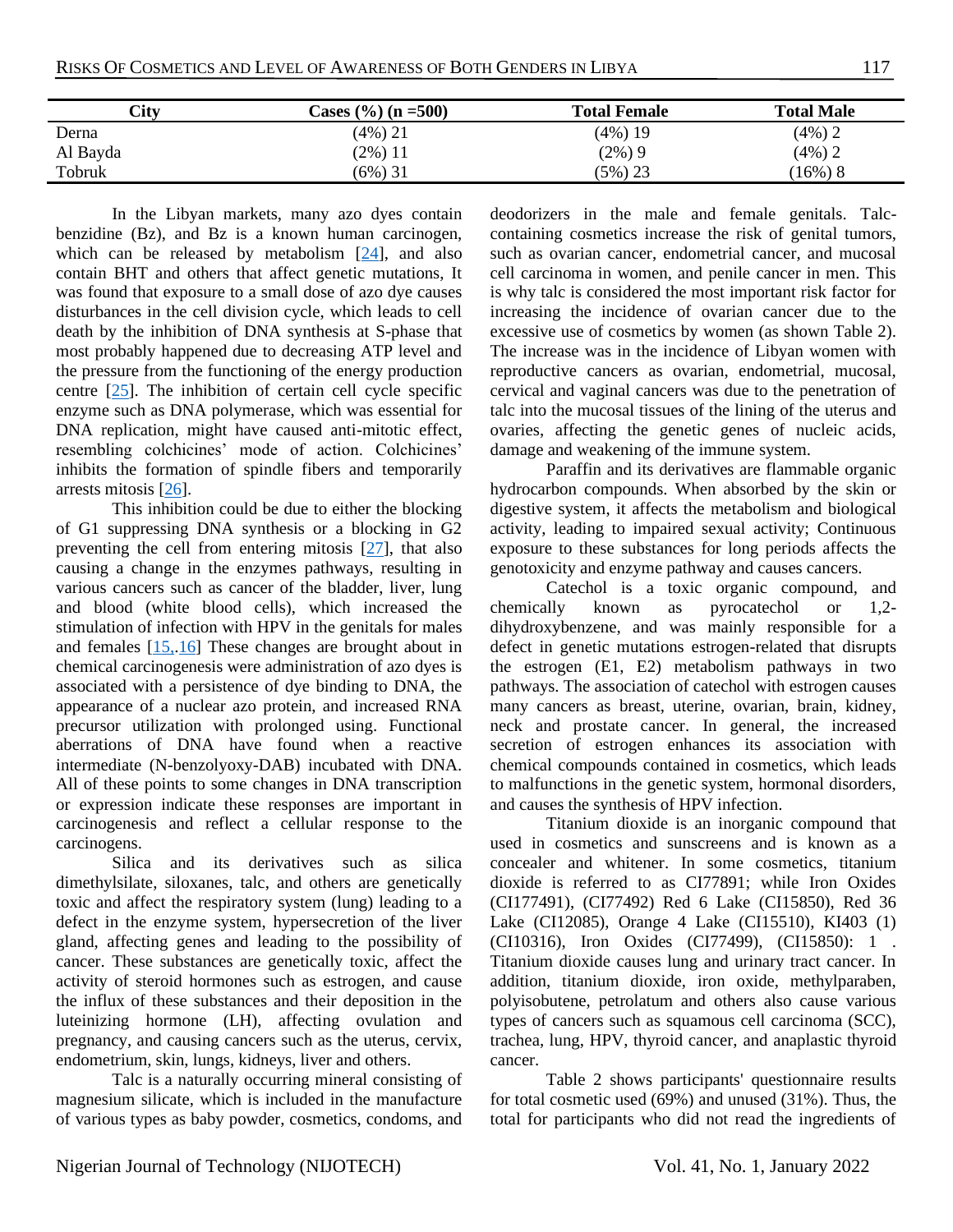| City | Cases (%) (n =500) | Total Female | Total Male |
|---|---|---|---|
| Derna | (4%) 21 | (4%) 19 | (4%) 2 |
| Al Bayda | (2%) 11 | (2%) 9 | (4%) 2 |
| Tobruk | (6%) 31 | (5%) 23 | (16%) 8 |

In the Libyan markets, many azo dyes contain benzidine (Bz), and Bz is a known human carcinogen, which can be released by metabolism [24], and also contain BHT and others that affect genetic mutations, It was found that exposure to a small dose of azo dye causes disturbances in the cell division cycle, which leads to cell death by the inhibition of DNA synthesis at S-phase that most probably happened due to decreasing ATP level and the pressure from the functioning of the energy production centre [25]. The inhibition of certain cell cycle specific enzyme such as DNA polymerase, which was essential for DNA replication, might have caused anti-mitotic effect, resembling colchicines' mode of action. Colchicines' inhibits the formation of spindle fibers and temporarily arrests mitosis [26].

This inhibition could be due to either the blocking of G1 suppressing DNA synthesis or a blocking in G2 preventing the cell from entering mitosis [27], that also causing a change in the enzymes pathways, resulting in various cancers such as cancer of the bladder, liver, lung and blood (white blood cells), which increased the stimulation of infection with HPV in the genitals for males and females [15,.16] These changes are brought about in chemical carcinogenesis were administration of azo dyes is associated with a persistence of dye binding to DNA, the appearance of a nuclear azo protein, and increased RNA precursor utilization with prolonged using. Functional aberrations of DNA have found when a reactive intermediate (N-benzolyoxy-DAB) incubated with DNA. All of these points to some changes in DNA transcription or expression indicate these responses are important in carcinogenesis and reflect a cellular response to the carcinogens.

Silica and its derivatives such as silica dimethylsilate, siloxanes, talc, and others are genetically toxic and affect the respiratory system (lung) leading to a defect in the enzyme system, hypersecretion of the liver gland, affecting genes and leading to the possibility of cancer. These substances are genetically toxic, affect the activity of steroid hormones such as estrogen, and cause the influx of these substances and their deposition in the luteinizing hormone (LH), affecting ovulation and pregnancy, and causing cancers such as the uterus, cervix, endometrium, skin, lungs, kidneys, liver and others.

Talc is a naturally occurring mineral consisting of magnesium silicate, which is included in the manufacture of various types as baby powder, cosmetics, condoms, and deodorizers in the male and female genitals. Talc-containing cosmetics increase the risk of genital tumors, such as ovarian cancer, endometrial cancer, and mucosal cell carcinoma in women, and penile cancer in men. This is why talc is considered the most important risk factor for increasing the incidence of ovarian cancer due to the excessive use of cosmetics by women (as shown Table 2). The increase was in the incidence of Libyan women with reproductive cancers as ovarian, endometrial, mucosal, cervical and vaginal cancers was due to the penetration of talc into the mucosal tissues of the lining of the uterus and ovaries, affecting the genetic genes of nucleic acids, damage and weakening of the immune system.

Paraffin and its derivatives are flammable organic hydrocarbon compounds. When absorbed by the skin or digestive system, it affects the metabolism and biological activity, leading to impaired sexual activity; Continuous exposure to these substances for long periods affects the genotoxicity and enzyme pathway and causes cancers.

Catechol is a toxic organic compound, and chemically known as pyrocatechol or 1,2-dihydroxybenzene, and was mainly responsible for a defect in genetic mutations estrogen-related that disrupts the estrogen (E1, E2) metabolism pathways in two pathways. The association of catechol with estrogen causes many cancers as breast, uterine, ovarian, brain, kidney, neck and prostate cancer. In general, the increased secretion of estrogen enhances its association with chemical compounds contained in cosmetics, which leads to malfunctions in the genetic system, hormonal disorders, and causes the synthesis of HPV infection.

Titanium dioxide is an inorganic compound that used in cosmetics and sunscreens and is known as a concealer and whitener. In some cosmetics, titanium dioxide is referred to as CI77891; while Iron Oxides (CI77491), (CI77492) Red 6 Lake (CI15850), Red 36 Lake (CI12085), Orange 4 Lake (CI15510), KI403 (1) (CI10316), Iron Oxides (CI77499), (CI15850): 1 . Titanium dioxide causes lung and urinary tract cancer. In addition, titanium dioxide, iron oxide, methylparaben, polyisobutene, petrolatum and others also cause various types of cancers such as squamous cell carcinoma (SCC), trachea, lung, HPV, thyroid cancer, and anaplastic thyroid cancer.

Table 2 shows participants' questionnaire results for total cosmetic used (69%) and unused (31%). Thus, the total for participants who did not read the ingredients of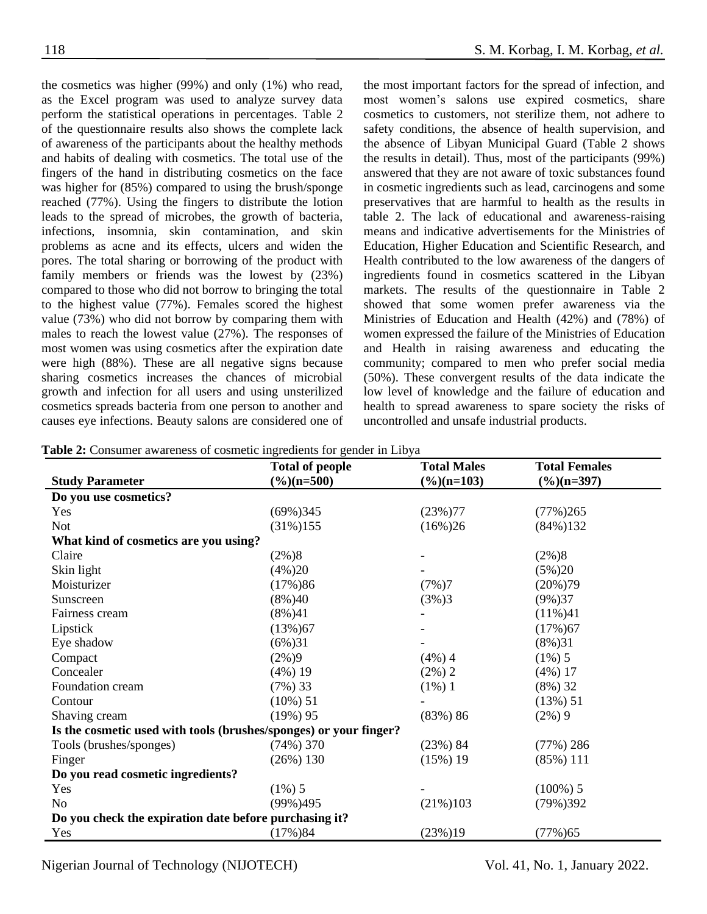the cosmetics was higher (99%) and only (1%) who read, as the Excel program was used to analyze survey data perform the statistical operations in percentages. Table 2 of the questionnaire results also shows the complete lack of awareness of the participants about the healthy methods and habits of dealing with cosmetics. The total use of the fingers of the hand in distributing cosmetics on the face was higher for (85%) compared to using the brush/sponge reached (77%). Using the fingers to distribute the lotion leads to the spread of microbes, the growth of bacteria, infections, insomnia, skin contamination, and skin problems as acne and its effects, ulcers and widen the pores. The total sharing or borrowing of the product with family members or friends was the lowest by (23%) compared to those who did not borrow to bringing the total to the highest value (77%). Females scored the highest value (73%) who did not borrow by comparing them with males to reach the lowest value (27%). The responses of most women was using cosmetics after the expiration date were high (88%). These are all negative signs because sharing cosmetics increases the chances of microbial growth and infection for all users and using unsterilized cosmetics spreads bacteria from one person to another and causes eye infections. Beauty salons are considered one of the most important factors for the spread of infection, and most women's salons use expired cosmetics, share cosmetics to customers, not sterilize them, not adhere to safety conditions, the absence of health supervision, and the absence of Libyan Municipal Guard (Table 2 shows the results in detail). Thus, most of the participants (99%) answered that they are not aware of toxic substances found in cosmetic ingredients such as lead, carcinogens and some preservatives that are harmful to health as the results in table 2. The lack of educational and awareness-raising means and indicative advertisements for the Ministries of Education, Higher Education and Scientific Research, and Health contributed to the low awareness of the dangers of ingredients found in cosmetics scattered in the Libyan markets. The results of the questionnaire in Table 2 showed that some women prefer awareness via the Ministries of Education and Health (42%) and (78%) of women expressed the failure of the Ministries of Education and Health in raising awareness and educating the community; compared to men who prefer social media (50%). These convergent results of the data indicate the low level of knowledge and the failure of education and health to spread awareness to spare society the risks of uncontrolled and unsafe industrial products.

**Table 2:** Consumer awareness of cosmetic ingredients for gender in Libya

| Study Parameter | Total of people (%)(n=500) | Total Males (%)(n=103) | Total Females (%)(n=397) |
|---|---|---|---|
| **Do you use cosmetics?** | | | |
| Yes | (69%)345 | (23%)77 | (77%)265 |
| Not | (31%)155 | (16%)26 | (84%)132 |
| **What kind of cosmetics are you using?** | | | |
| Claire | (2%)8 | - | (2%)8 |
| Skin light | (4%)20 | - | (5%)20 |
| Moisturizer | (17%)86 | (7%)7 | (20%)79 |
| Sunscreen | (8%)40 | (3%)3 | (9%)37 |
| Fairness cream | (8%)41 | - | (11%)41 |
| Lipstick | (13%)67 | - | (17%)67 |
| Eye shadow | (6%)31 | - | (8%)31 |
| Compact | (2%)9 | (4%) 4 | (1%) 5 |
| Concealer | (4%) 19 | (2%) 2 | (4%) 17 |
| Foundation cream | (7%) 33 | (1%) 1 | (8%) 32 |
| Contour | (10%) 51 | - | (13%) 51 |
| Shaving cream | (19%) 95 | (83%) 86 | (2%) 9 |
| **Is the cosmetic used with tools (brushes/sponges) or your finger?** | | | |
| Tools (brushes/sponges) | (74%) 370 | (23%) 84 | (77%) 286 |
| Finger | (26%) 130 | (15%) 19 | (85%) 111 |
| **Do you read cosmetic ingredients?** | | | |
| Yes | (1%) 5 | - | (100%) 5 |
| No | (99%)495 | (21%)103 | (79%)392 |
| **Do you check the expiration date before purchasing it?** | | | |
| Yes | (17%)84 | (23%)19 | (77%)65 |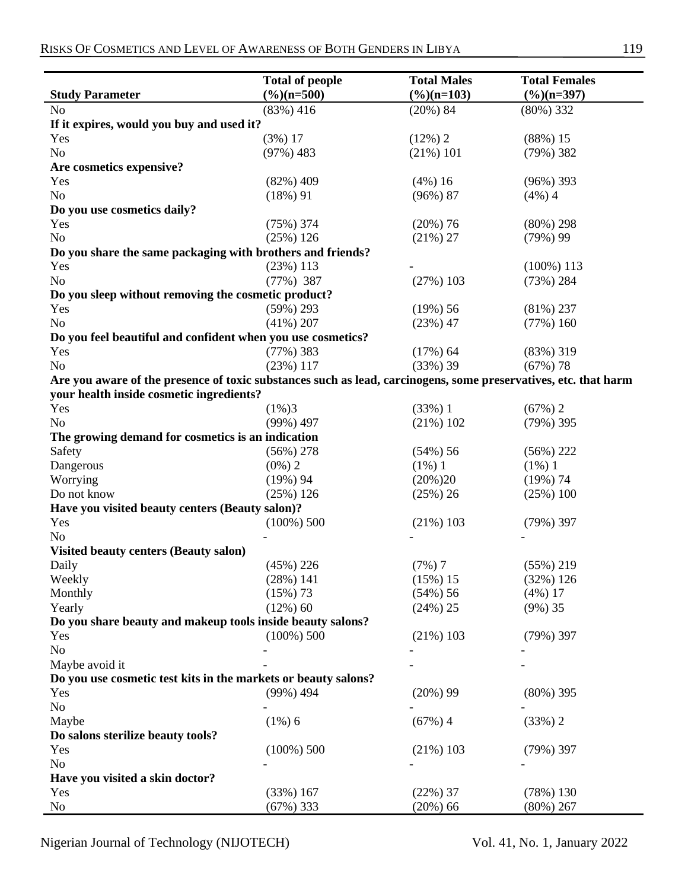| Study Parameter | Total of people (%)(n=500) | Total Males (%)(n=103) | Total Females (%)(n=397) |
|---|---|---|---|
| No | (83%) 416 | (20%) 84 | (80%) 332 |
| **If it expires, would you buy and used it?** | | | |
| Yes | (3%) 17 | (12%) 2 | (88%) 15 |
| No | (97%) 483 | (21%) 101 | (79%) 382 |
| **Are cosmetics expensive?** | | | |
| Yes | (82%) 409 | (4%) 16 | (96%) 393 |
| No | (18%) 91 | (96%) 87 | (4%) 4 |
| **Do you use cosmetics daily?** | | | |
| Yes | (75%) 374 | (20%) 76 | (80%) 298 |
| No | (25%) 126 | (21%) 27 | (79%) 99 |
| **Do you share the same packaging with brothers and friends?** | | | |
| Yes | (23%) 113 | - | (100%) 113 |
| No | (77%) 387 | (27%) 103 | (73%) 284 |
| **Do you sleep without removing the cosmetic product?** | | | |
| Yes | (59%) 293 | (19%) 56 | (81%) 237 |
| No | (41%) 207 | (23%) 47 | (77%) 160 |
| **Do you feel beautiful and confident when you use cosmetics?** | | | |
| Yes | (77%) 383 | (17%) 64 | (83%) 319 |
| No | (23%) 117 | (33%) 39 | (67%) 78 |
| **Are you aware of the presence of toxic substances such as lead, carcinogens, some preservatives, etc. that harm your health inside cosmetic ingredients?** | | | |
| Yes | (1%)3 | (33%) 1 | (67%) 2 |
| No | (99%) 497 | (21%) 102 | (79%) 395 |
| **The growing demand for cosmetics is an indication** | | | |
| Safety | (56%) 278 | (54%) 56 | (56%) 222 |
| Dangerous | (0%) 2 | (1%) 1 | (1%) 1 |
| Worrying | (19%) 94 | (20%)20 | (19%) 74 |
| Do not know | (25%) 126 | (25%) 26 | (25%) 100 |
| **Have you visited beauty centers (Beauty salon)?** | | | |
| Yes | (100%) 500 | (21%) 103 | (79%) 397 |
| No | - | - | - |
| **Visited beauty centers (Beauty salon)** | | | |
| Daily | (45%) 226 | (7%) 7 | (55%) 219 |
| Weekly | (28%) 141 | (15%) 15 | (32%) 126 |
| Monthly | (15%) 73 | (54%) 56 | (4%) 17 |
| Yearly | (12%) 60 | (24%) 25 | (9%) 35 |
| **Do you share beauty and makeup tools inside beauty salons?** | | | |
| Yes | (100%) 500 | (21%) 103 | (79%) 397 |
| No | - | - | - |
| Maybe avoid it | - | - | - |
| **Do you use cosmetic test kits in the markets or beauty salons?** | | | |
| Yes | (99%) 494 | (20%) 99 | (80%) 395 |
| No | - | - | - |
| Maybe | (1%) 6 | (67%) 4 | (33%) 2 |
| **Do salons sterilize beauty tools?** | | | |
| Yes | (100%) 500 | (21%) 103 | (79%) 397 |
| No | - | - | - |
| **Have you visited a skin doctor?** | | | |
| Yes | (33%) 167 | (22%) 37 | (78%) 130 |
| No | (67%) 333 | (20%) 66 | (80%) 267 |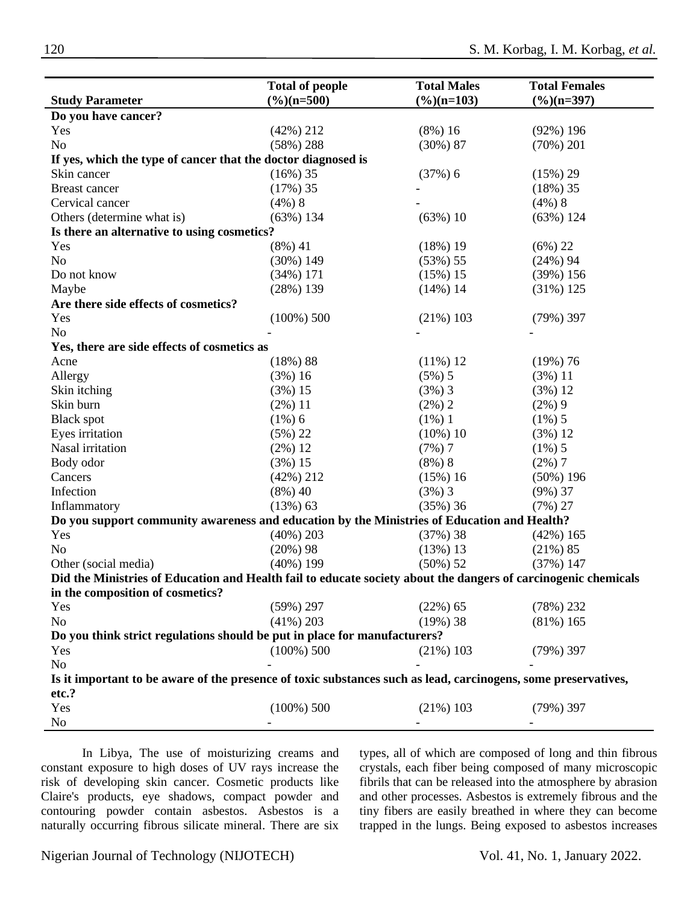| Study Parameter | Total of people (%)(n=500) | Total Males (%)(n=103) | Total Females (%)(n=397) |
|---|---|---|---|
| **Do you have cancer?** | | | |
| Yes | (42%) 212 | (8%) 16 | (92%) 196 |
| No | (58%) 288 | (30%) 87 | (70%) 201 |
| **If yes, which the type of cancer that the doctor diagnosed is** | | | |
| Skin cancer | (16%) 35 | (37%) 6 | (15%) 29 |
| Breast cancer | (17%) 35 | - | (18%) 35 |
| Cervical cancer | (4%) 8 | - | (4%) 8 |
| Others (determine what is) | (63%) 134 | (63%) 10 | (63%) 124 |
| **Is there an alternative to using cosmetics?** | | | |
| Yes | (8%) 41 | (18%) 19 | (6%) 22 |
| No | (30%) 149 | (53%) 55 | (24%) 94 |
| Do not know | (34%) 171 | (15%) 15 | (39%) 156 |
| Maybe | (28%) 139 | (14%) 14 | (31%) 125 |
| **Are there side effects of cosmetics?** | | | |
| Yes | (100%) 500 | (21%) 103 | (79%) 397 |
| No | - | - | - |
| **Yes, there are side effects of cosmetics as** | | | |
| Acne | (18%) 88 | (11%) 12 | (19%) 76 |
| Allergy | (3%) 16 | (5%) 5 | (3%) 11 |
| Skin itching | (3%) 15 | (3%) 3 | (3%) 12 |
| Skin burn | (2%) 11 | (2%) 2 | (2%) 9 |
| Black spot | (1%) 6 | (1%) 1 | (1%) 5 |
| Eyes irritation | (5%) 22 | (10%) 10 | (3%) 12 |
| Nasal irritation | (2%) 12 | (7%) 7 | (1%) 5 |
| Body odor | (3%) 15 | (8%) 8 | (2%) 7 |
| Cancers | (42%) 212 | (15%) 16 | (50%) 196 |
| Infection | (8%) 40 | (3%) 3 | (9%) 37 |
| Inflammatory | (13%) 63 | (35%) 36 | (7%) 27 |
| **Do you support community awareness and education by the Ministries of Education and Health?** | | | |
| Yes | (40%) 203 | (37%) 38 | (42%) 165 |
| No | (20%) 98 | (13%) 13 | (21%) 85 |
| Other (social media) | (40%) 199 | (50%) 52 | (37%) 147 |
| **Did the Ministries of Education and Health fail to educate society about the dangers of carcinogenic chemicals in the composition of cosmetics?** | | | |
| Yes | (59%) 297 | (22%) 65 | (78%) 232 |
| No | (41%) 203 | (19%) 38 | (81%) 165 |
| **Do you think strict regulations should be put in place for manufacturers?** | | | |
| Yes | (100%) 500 | (21%) 103 | (79%) 397 |
| No | - | - | - |
| **Is it important to be aware of the presence of toxic substances such as lead, carcinogens, some preservatives, etc.?** | | | |
| Yes | (100%) 500 | (21%) 103 | (79%) 397 |
| No | - | - | - |

In Libya, The use of moisturizing creams and constant exposure to high doses of UV rays increase the risk of developing skin cancer. Cosmetic products like Claire's products, eye shadows, compact powder and contouring powder contain asbestos. Asbestos is a naturally occurring fibrous silicate mineral. There are six types, all of which are composed of long and thin fibrous crystals, each fiber being composed of many microscopic fibrils that can be released into the atmosphere by abrasion and other processes. Asbestos is extremely fibrous and the tiny fibers are easily breathed in where they can become trapped in the lungs. Being exposed to asbestos increases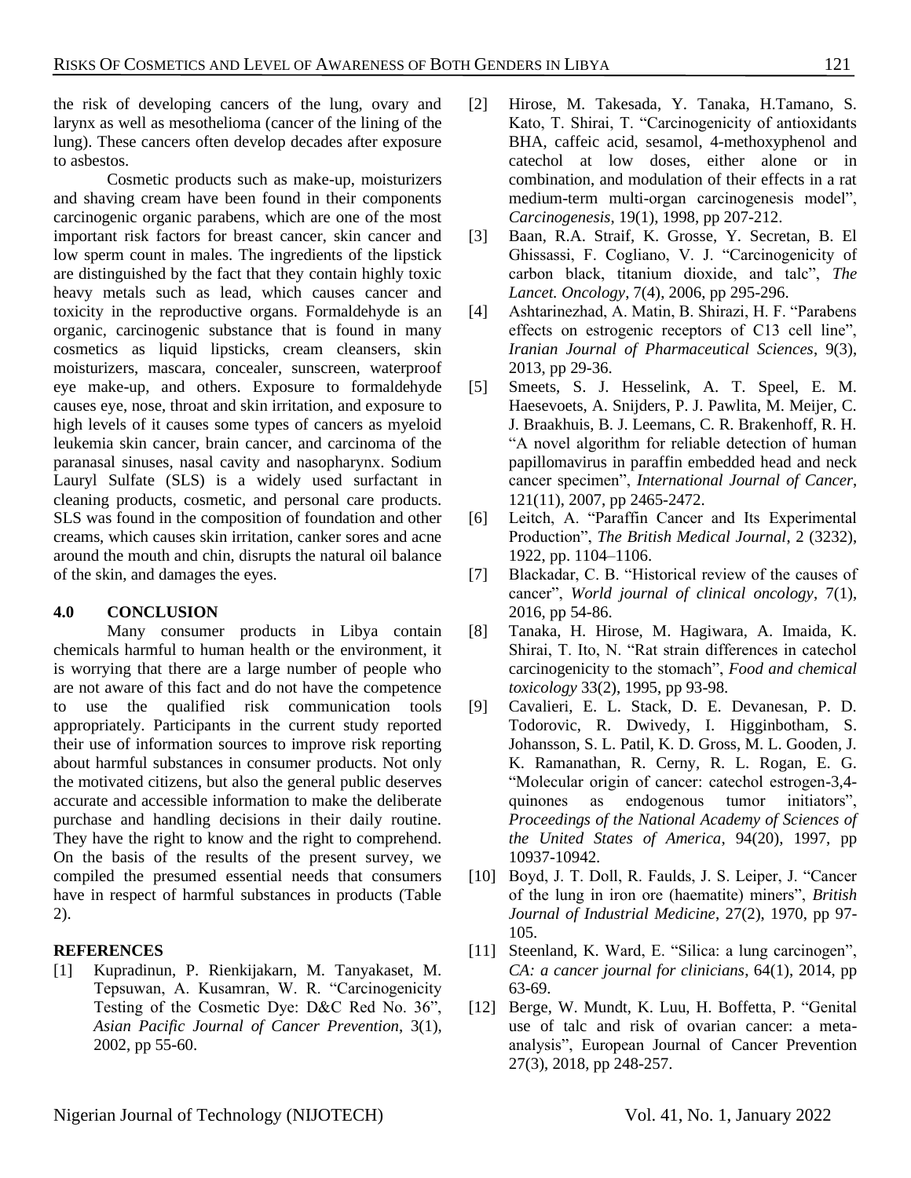the risk of developing cancers of the lung, ovary and larynx as well as mesothelioma (cancer of the lining of the lung). These cancers often develop decades after exposure to asbestos.

Cosmetic products such as make-up, moisturizers and shaving cream have been found in their components carcinogenic organic parabens, which are one of the most important risk factors for breast cancer, skin cancer and low sperm count in males. The ingredients of the lipstick are distinguished by the fact that they contain highly toxic heavy metals such as lead, which causes cancer and toxicity in the reproductive organs. Formaldehyde is an organic, carcinogenic substance that is found in many cosmetics as liquid lipsticks, cream cleansers, skin moisturizers, mascara, concealer, sunscreen, waterproof eye make-up, and others. Exposure to formaldehyde causes eye, nose, throat and skin irritation, and exposure to high levels of it causes some types of cancers as myeloid leukemia skin cancer, brain cancer, and carcinoma of the paranasal sinuses, nasal cavity and nasopharynx. Sodium Lauryl Sulfate (SLS) is a widely used surfactant in cleaning products, cosmetic, and personal care products. SLS was found in the composition of foundation and other creams, which causes skin irritation, canker sores and acne around the mouth and chin, disrupts the natural oil balance of the skin, and damages the eyes.

## 4.0 CONCLUSION

Many consumer products in Libya contain chemicals harmful to human health or the environment, it is worrying that there are a large number of people who are not aware of this fact and do not have the competence to use the qualified risk communication tools appropriately. Participants in the current study reported their use of information sources to improve risk reporting about harmful substances in consumer products. Not only the motivated citizens, but also the general public deserves accurate and accessible information to make the deliberate purchase and handling decisions in their daily routine. They have the right to know and the right to comprehend. On the basis of the results of the present survey, we compiled the presumed essential needs that consumers have in respect of harmful substances in products (Table 2).

## REFERENCES

[1] Kupradinun, P. Rienkijakarn, M. Tanyakaset, M. Tepsuwan, A. Kusamran, W. R. "Carcinogenicity Testing of the Cosmetic Dye: D&C Red No. 36", *Asian Pacific Journal of Cancer Prevention*, 3(1), 2002, pp 55-60.

[2] Hirose, M. Takesada, Y. Tanaka, H.Tamano, S. Kato, T. Shirai, T. "Carcinogenicity of antioxidants BHA, caffeic acid, sesamol, 4-methoxyphenol and catechol at low doses, either alone or in combination, and modulation of their effects in a rat medium-term multi-organ carcinogenesis model", *Carcinogenesis*, 19(1), 1998, pp 207-212.

[3] Baan, R.A. Straif, K. Grosse, Y. Secretan, B. El Ghissassi, F. Cogliano, V. J. "Carcinogenicity of carbon black, titanium dioxide, and talc", *The Lancet. Oncology*, 7(4), 2006, pp 295-296.

[4] Ashtarinezhad, A. Matin, B. Shirazi, H. F. "Parabens effects on estrogenic receptors of C13 cell line", *Iranian Journal of Pharmaceutical Sciences*, 9(3), 2013, pp 29-36.

[5] Smeets, S. J. Hesselink, A. T. Speel, E. M. Haesevoets, A. Snijders, P. J. Pawlita, M. Meijer, C. J. Braakhuis, B. J. Leemans, C. R. Brakenhoff, R. H. "A novel algorithm for reliable detection of human papillomavirus in paraffin embedded head and neck cancer specimen", *International Journal of Cancer*, 121(11), 2007, pp 2465-2472.

[6] Leitch, A. "Paraffin Cancer and Its Experimental Production", *The British Medical Journal*, 2 (3232), 1922, pp. 1104–1106.

[7] Blackadar, C. B. "Historical review of the causes of cancer", *World journal of clinical oncology*, 7(1), 2016, pp 54-86.

[8] Tanaka, H. Hirose, M. Hagiwara, A. Imaida, K. Shirai, T. Ito, N. "Rat strain differences in catechol carcinogenicity to the stomach", *Food and chemical toxicology* 33(2), 1995, pp 93-98.

[9] Cavalieri, E. L. Stack, D. E. Devanesan, P. D. Todorovic, R. Dwivedy, I. Higginbotham, S. Johansson, S. L. Patil, K. D. Gross, M. L. Gooden, J. K. Ramanathan, R. Cerny, R. L. Rogan, E. G. "Molecular origin of cancer: catechol estrogen-3,4-quinones as endogenous tumor initiators", *Proceedings of the National Academy of Sciences of the United States of America*, 94(20), 1997, pp 10937-10942.

[10] Boyd, J. T. Doll, R. Faulds, J. S. Leiper, J. "Cancer of the lung in iron ore (haematite) miners", *British Journal of Industrial Medicine*, 27(2), 1970, pp 97-105.

[11] Steenland, K. Ward, E. "Silica: a lung carcinogen", *CA: a cancer journal for clinicians*, 64(1), 2014, pp 63-69.

[12] Berge, W. Mundt, K. Luu, H. Boffetta, P. "Genital use of talc and risk of ovarian cancer: a meta-analysis", European Journal of Cancer Prevention 27(3), 2018, pp 248-257.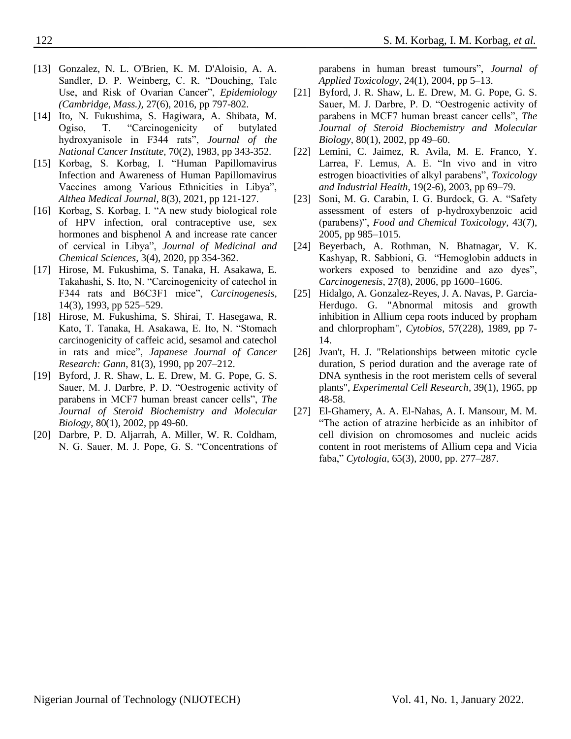[13] Gonzalez, N. L. O'Brien, K. M. D'Aloisio, A. A. Sandler, D. P. Weinberg, C. R. "Douching, Talc Use, and Risk of Ovarian Cancer", *Epidemiology (Cambridge, Mass.),* 27(6), 2016, pp 797-802.

[14] Ito, N. Fukushima, S. Hagiwara, A. Shibata, M. Ogiso, T. "Carcinogenicity of butylated hydroxyanisole in F344 rats", *Journal of the National Cancer Institute,* 70(2), 1983, pp 343-352.

[15] Korbag, S. Korbag, I. "Human Papillomavirus Infection and Awareness of Human Papillomavirus Vaccines among Various Ethnicities in Libya", *Althea Medical Journal*, 8(3), 2021, pp 121-127.

[16] Korbag, S. Korbag, I. "A new study biological role of HPV infection, oral contraceptive use, sex hormones and bisphenol A and increase rate cancer of cervical in Libya", *Journal of Medicinal and Chemical Sciences*, 3(4), 2020, pp 354-362.

[17] Hirose, M. Fukushima, S. Tanaka, H. Asakawa, E. Takahashi, S. Ito, N. "Carcinogenicity of catechol in F344 rats and B6C3F1 mice", *Carcinogenesis*, 14(3), 1993, pp 525–529.

[18] Hirose, M. Fukushima, S. Shirai, T. Hasegawa, R. Kato, T. Tanaka, H. Asakawa, E. Ito, N. "Stomach carcinogenicity of caffeic acid, sesamol and catechol in rats and mice", *Japanese Journal of Cancer Research: Gann*, 81(3), 1990, pp 207–212.

[19] Byford, J. R. Shaw, L. E. Drew, M. G. Pope, G. S. Sauer, M. J. Darbre, P. D. "Oestrogenic activity of parabens in MCF7 human breast cancer cells", *The Journal of Steroid Biochemistry and Molecular Biology*, 80(1), 2002, pp 49-60.

[20] Darbre, P. D. Aljarrah, A. Miller, W. R. Coldham, N. G. Sauer, M. J. Pope, G. S. "Concentrations of parabens in human breast tumours", *Journal of Applied Toxicology*, 24(1), 2004, pp 5–13.

[21] Byford, J. R. Shaw, L. E. Drew, M. G. Pope, G. S. Sauer, M. J. Darbre, P. D. "Oestrogenic activity of parabens in MCF7 human breast cancer cells", *The Journal of Steroid Biochemistry and Molecular Biology*, 80(1), 2002, pp 49–60.

[22] Lemini, C. Jaimez, R. Avila, M. E. Franco, Y. Larrea, F. Lemus, A. E. "In vivo and in vitro estrogen bioactivities of alkyl parabens", *Toxicology and Industrial Health,* 19(2-6), 2003, pp 69–79.

[23] Soni, M. G. Carabin, I. G. Burdock, G. A. "Safety assessment of esters of p-hydroxybenzoic acid (parabens)", *Food and Chemical Toxicology,* 43(7), 2005, pp 985–1015.

[24] Beyerbach, A. Rothman, N. Bhatnagar, V. K. Kashyap, R. Sabbioni, G. "Hemoglobin adducts in workers exposed to benzidine and azo dyes", *Carcinogenesis*, 27(8), 2006, pp 1600–1606.

[25] Hidalgo, A. Gonzalez-Reyes, J. A. Navas, P. Garcia-Herdugo. G. "Abnormal mitosis and growth inhibition in Allium cepa roots induced by propham and chlorpropham", *Cytobios,* 57(228), 1989, pp 7-14.

[26] Jvan't, H. J. "Relationships between mitotic cycle duration, S period duration and the average rate of DNA synthesis in the root meristem cells of several plants", *Experimental Cell Research*, 39(1), 1965, pp 48-58.

[27] El-Ghamery, A. A. El-Nahas, A. I. Mansour, M. M. "The action of atrazine herbicide as an inhibitor of cell division on chromosomes and nucleic acids content in root meristems of Allium cepa and Vicia faba," *Cytologia*, 65(3), 2000, pp. 277–287.